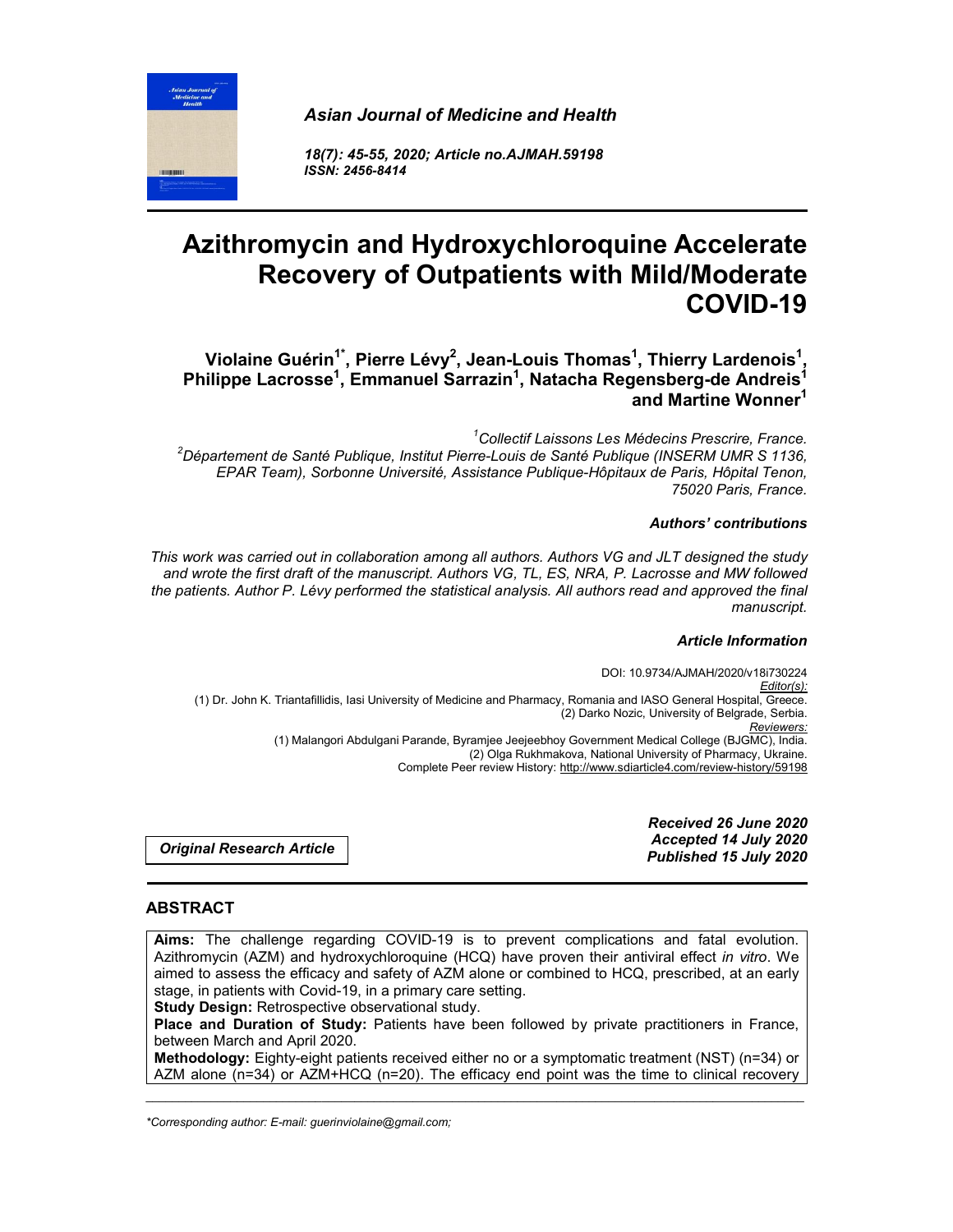*Asian Journal of Medicine and Health*

*18(7): 45-55, 2020; Article no.AJMAH.59198*
*ISSN: 2456-8414*

# Azithromycin and Hydroxychloroquine Accelerate Recovery of Outpatients with Mild/Moderate COVID-19

**Violaine Guérin[1*], Pierre Lévy[2], Jean-Louis Thomas[1], Thierry Lardenois[1], Philippe Lacrosse[1], Emmanuel Sarrazin[1], Natacha Regensberg-de Andreis[1] and Martine Wonner[1]**

*[1]Collectif Laissons Les Médecins Prescrire, France.*
*[2]Département de Santé Publique, Institut Pierre-Louis de Santé Publique (INSERM UMR S 1136, EPAR Team), Sorbonne Université, Assistance Publique-Hôpitaux de Paris, Hôpital Tenon, 75020 Paris, France.*

***Authors' contributions***

*This work was carried out in collaboration among all authors. Authors VG and JLT designed the study and wrote the first draft of the manuscript. Authors VG, TL, ES, NRA, P. Lacrosse and MW followed the patients. Author P. Lévy performed the statistical analysis. All authors read and approved the final manuscript.*

***Article Information***

DOI: 10.9734/AJMAH/2020/v18i730224
*Editor(s):*
(1) Dr. John K. Triantafillidis, Iasi University of Medicine and Pharmacy, Romania and IASO General Hospital, Greece.
(2) Darko Nozic, University of Belgrade, Serbia.
*Reviewers:*
(1) Malangori Abdulgani Parande, Byramjee Jeejeebhoy Government Medical College (BJGMC), India.
(2) Olga Rukhmakova, National University of Pharmacy, Ukraine.
Complete Peer review History: http://www.sdiarticle4.com/review-history/59198

***Original Research Article***

***Received 26 June 2020***
***Accepted 14 July 2020***
***Published 15 July 2020***

## ABSTRACT

**Aims:** The challenge regarding COVID-19 is to prevent complications and fatal evolution. Azithromycin (AZM) and hydroxychloroquine (HCQ) have proven their antiviral effect *in vitro*. We aimed to assess the efficacy and safety of AZM alone or combined to HCQ, prescribed, at an early stage, in patients with Covid-19, in a primary care setting.

**Study Design:** Retrospective observational study.

**Place and Duration of Study:** Patients have been followed by private practitioners in France, between March and April 2020.

**Methodology:** Eighty-eight patients received either no or a symptomatic treatment (NST) (n=34) or AZM alone (n=34) or AZM+HCQ (n=20). The efficacy end point was the time to clinical recovery

*Corresponding author: E-mail: guerinviolaine@gmail.com;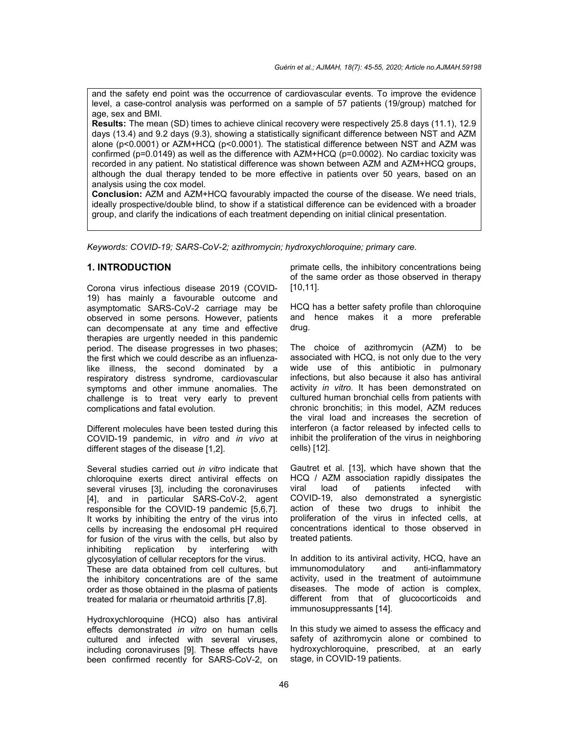and the safety end point was the occurrence of cardiovascular events. To improve the evidence level, a case-control analysis was performed on a sample of 57 patients (19/group) matched for age, sex and BMI.

**Results:** The mean (SD) times to achieve clinical recovery were respectively 25.8 days (11.1), 12.9 days (13.4) and 9.2 days (9.3), showing a statistically significant difference between NST and AZM alone ($p<0.0001$) or AZM+HCQ ($p<0.0001$). The statistical difference between NST and AZM was confirmed ($p=0.0149$) as well as the difference with AZM+HCQ ($p=0.0002$). No cardiac toxicity was recorded in any patient. No statistical difference was shown between AZM and AZM+HCQ groups, although the dual therapy tended to be more effective in patients over 50 years, based on an analysis using the cox model.

**Conclusion:** AZM and AZM+HCQ favourably impacted the course of the disease. We need trials, ideally prospective/double blind, to show if a statistical difference can be evidenced with a broader group, and clarify the indications of each treatment depending on initial clinical presentation.

*Keywords: COVID-19; SARS-CoV-2; azithromycin; hydroxychloroquine; primary care.*

## 1. INTRODUCTION

Corona virus infectious disease 2019 (COVID-19) has mainly a favourable outcome and asymptomatic SARS-CoV-2 carriage may be observed in some persons. However, patients can decompensate at any time and effective therapies are urgently needed in this pandemic period. The disease progresses in two phases; the first which we could describe as an influenza-like illness, the second dominated by a respiratory distress syndrome, cardiovascular symptoms and other immune anomalies. The challenge is to treat very early to prevent complications and fatal evolution.

Different molecules have been tested during this COVID-19 pandemic, in *vitro* and *in vivo* at different stages of the disease [1,2].

Several studies carried out *in vitro* indicate that chloroquine exerts direct antiviral effects on several viruses [3], including the coronaviruses [4], and in particular SARS-CoV-2, agent responsible for the COVID-19 pandemic [5,6,7]. It works by inhibiting the entry of the virus into cells by increasing the endosomal pH required for fusion of the virus with the cells, but also by inhibiting replication by interfering with glycosylation of cellular receptors for the virus. These are data obtained from cell cultures, but the inhibitory concentrations are of the same order as those obtained in the plasma of patients treated for malaria or rheumatoid arthritis [7,8].

Hydroxychloroquine (HCQ) also has antiviral effects demonstrated *in vitro* on human cells cultured and infected with several viruses, including coronaviruses [9]. These effects have been confirmed recently for SARS-CoV-2, on primate cells, the inhibitory concentrations being of the same order as those observed in therapy [10,11].

HCQ has a better safety profile than chloroquine and hence makes it a more preferable drug.

The choice of azithromycin (AZM) to be associated with HCQ, is not only due to the very wide use of this antibiotic in pulmonary infections, but also because it also has antiviral activity *in vitro*. It has been demonstrated on cultured human bronchial cells from patients with chronic bronchitis; in this model, AZM reduces the viral load and increases the secretion of interferon (a factor released by infected cells to inhibit the proliferation of the virus in neighboring cells) [12].

Gautret et al. [13], which have shown that the HCQ / AZM association rapidly dissipates the viral load of patients infected with COVID-19, also demonstrated a synergistic action of these two drugs to inhibit the proliferation of the virus in infected cells, at concentrations identical to those observed in treated patients.

In addition to its antiviral activity, HCQ, have an immunomodulatory and anti-inflammatory activity, used in the treatment of autoimmune diseases. The mode of action is complex, different from that of glucocorticoids and immunosuppressants [14].

In this study we aimed to assess the efficacy and safety of azithromycin alone or combined to hydroxychloroquine, prescribed, at an early stage, in COVID-19 patients.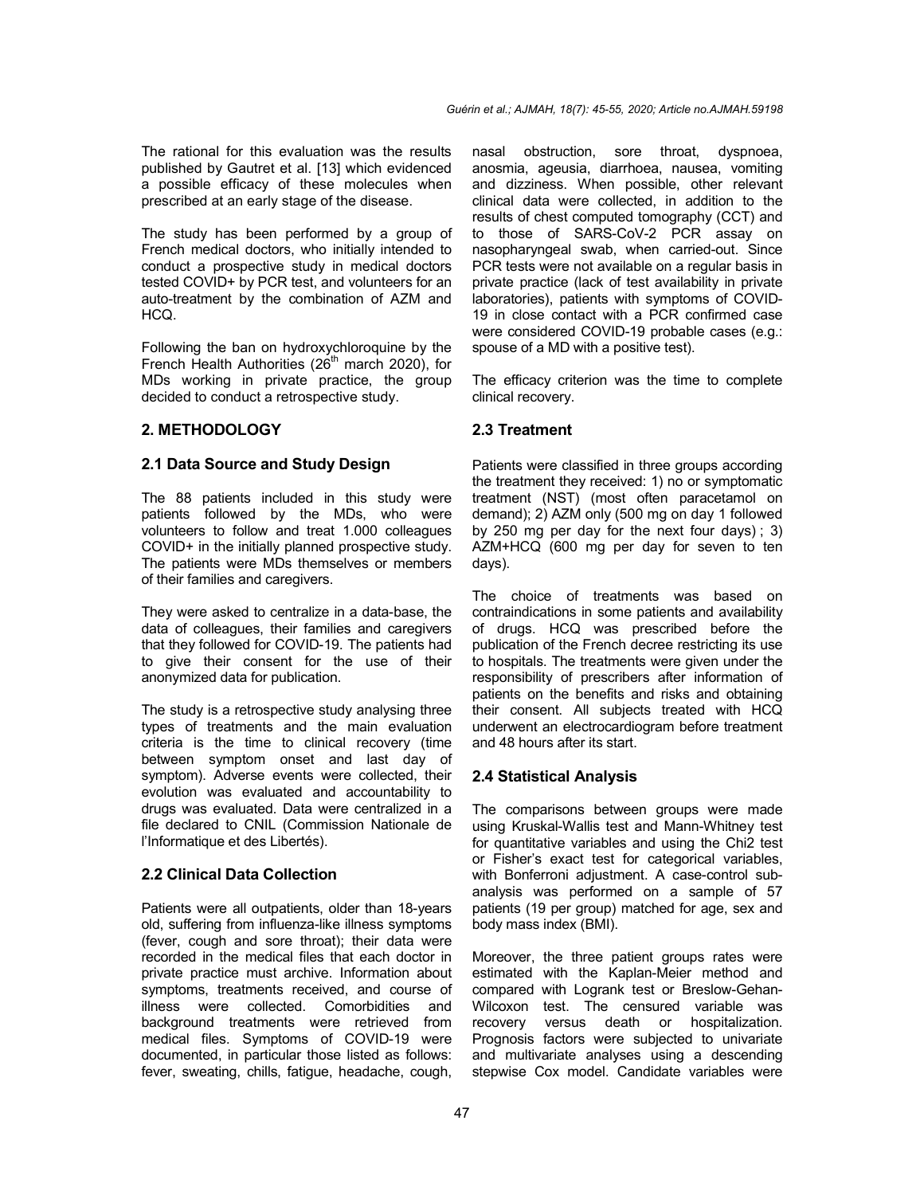The rational for this evaluation was the results published by Gautret et al. [13] which evidenced a possible efficacy of these molecules when prescribed at an early stage of the disease.

The study has been performed by a group of French medical doctors, who initially intended to conduct a prospective study in medical doctors tested COVID+ by PCR test, and volunteers for an auto-treatment by the combination of AZM and HCQ.

Following the ban on hydroxychloroquine by the French Health Authorities (26th march 2020), for MDs working in private practice, the group decided to conduct a retrospective study.

## 2. METHODOLOGY

### 2.1 Data Source and Study Design

The 88 patients included in this study were patients followed by the MDs, who were volunteers to follow and treat 1.000 colleagues COVID+ in the initially planned prospective study. The patients were MDs themselves or members of their families and caregivers.

They were asked to centralize in a data-base, the data of colleagues, their families and caregivers that they followed for COVID-19. The patients had to give their consent for the use of their anonymized data for publication.

The study is a retrospective study analysing three types of treatments and the main evaluation criteria is the time to clinical recovery (time between symptom onset and last day of symptom). Adverse events were collected, their evolution was evaluated and accountability to drugs was evaluated. Data were centralized in a file declared to CNIL (Commission Nationale de l'Informatique et des Libertés).

### 2.2 Clinical Data Collection

Patients were all outpatients, older than 18-years old, suffering from influenza-like illness symptoms (fever, cough and sore throat); their data were recorded in the medical files that each doctor in private practice must archive. Information about symptoms, treatments received, and course of illness were collected. Comorbidities and background treatments were retrieved from medical files. Symptoms of COVID-19 were documented, in particular those listed as follows: fever, sweating, chills, fatigue, headache, cough, nasal obstruction, sore throat, dyspnoea, anosmia, ageusia, diarrhoea, nausea, vomiting and dizziness. When possible, other relevant clinical data were collected, in addition to the results of chest computed tomography (CCT) and to those of SARS-CoV-2 PCR assay on nasopharyngeal swab, when carried-out. Since PCR tests were not available on a regular basis in private practice (lack of test availability in private laboratories), patients with symptoms of COVID-19 in close contact with a PCR confirmed case were considered COVID-19 probable cases (e.g.: spouse of a MD with a positive test).

The efficacy criterion was the time to complete clinical recovery.

### 2.3 Treatment

Patients were classified in three groups according the treatment they received: 1) no or symptomatic treatment (NST) (most often paracetamol on demand); 2) AZM only (500 mg on day 1 followed by 250 mg per day for the next four days) ; 3) AZM+HCQ (600 mg per day for seven to ten days).

The choice of treatments was based on contraindications in some patients and availability of drugs. HCQ was prescribed before the publication of the French decree restricting its use to hospitals. The treatments were given under the responsibility of prescribers after information of patients on the benefits and risks and obtaining their consent. All subjects treated with HCQ underwent an electrocardiogram before treatment and 48 hours after its start.

### 2.4 Statistical Analysis

The comparisons between groups were made using Kruskal-Wallis test and Mann-Whitney test for quantitative variables and using the Chi2 test or Fisher's exact test for categorical variables, with Bonferroni adjustment. A case-control sub-analysis was performed on a sample of 57 patients (19 per group) matched for age, sex and body mass index (BMI).

Moreover, the three patient groups rates were estimated with the Kaplan-Meier method and compared with Logrank test or Breslow-Gehan-Wilcoxon test. The censured variable was recovery versus death or hospitalization. Prognosis factors were subjected to univariate and multivariate analyses using a descending stepwise Cox model. Candidate variables were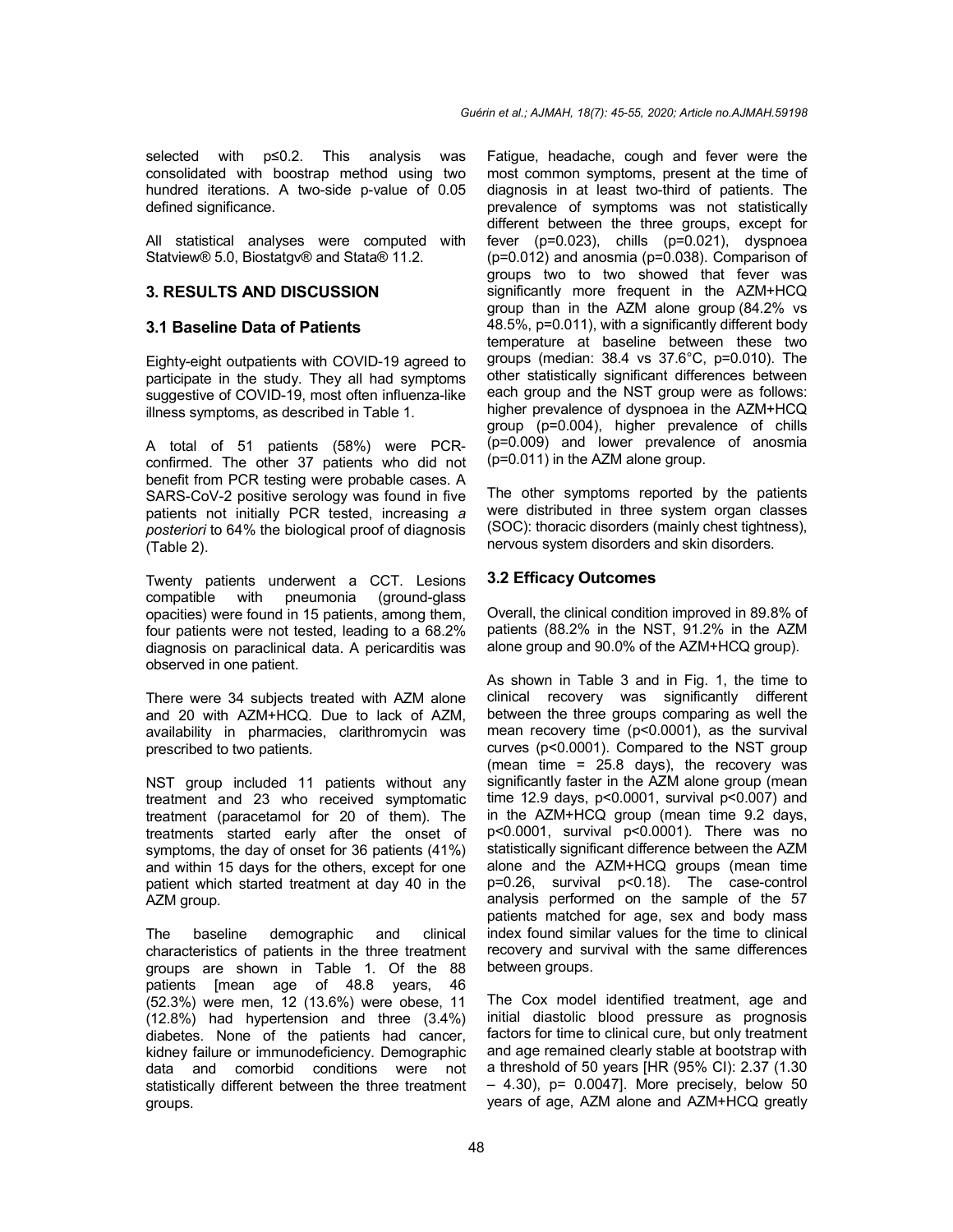selected with p≤0.2. This analysis was consolidated with boostrap method using two hundred iterations. A two-side p-value of 0.05 defined significance.

All statistical analyses were computed with Statview® 5.0, Biostatgv® and Stata® 11.2.

## 3. RESULTS AND DISCUSSION

### 3.1 Baseline Data of Patients

Eighty-eight outpatients with COVID-19 agreed to participate in the study. They all had symptoms suggestive of COVID-19, most often influenza-like illness symptoms, as described in Table 1.

A total of 51 patients (58%) were PCR-confirmed. The other 37 patients who did not benefit from PCR testing were probable cases. A SARS-CoV-2 positive serology was found in five patients not initially PCR tested, increasing *a posteriori* to 64% the biological proof of diagnosis (Table 2).

Twenty patients underwent a CCT. Lesions compatible with pneumonia (ground-glass opacities) were found in 15 patients, among them, four patients were not tested, leading to a 68.2% diagnosis on paraclinical data. A pericarditis was observed in one patient.

There were 34 subjects treated with AZM alone and 20 with AZM+HCQ. Due to lack of AZM, availability in pharmacies, clarithromycin was prescribed to two patients.

NST group included 11 patients without any treatment and 23 who received symptomatic treatment (paracetamol for 20 of them). The treatments started early after the onset of symptoms, the day of onset for 36 patients (41%) and within 15 days for the others, except for one patient which started treatment at day 40 in the AZM group.

The baseline demographic and clinical characteristics of patients in the three treatment groups are shown in Table 1. Of the 88 patients [mean age of 48.8 years, 46 (52.3%) were men, 12 (13.6%) were obese, 11 (12.8%) had hypertension and three (3.4%) diabetes. None of the patients had cancer, kidney failure or immunodeficiency. Demographic data and comorbid conditions were not statistically different between the three treatment groups.

Fatigue, headache, cough and fever were the most common symptoms, present at the time of diagnosis in at least two-third of patients. The prevalence of symptoms was not statistically different between the three groups, except for fever (p=0.023), chills (p=0.021), dyspnoea (p=0.012) and anosmia (p=0.038). Comparison of groups two to two showed that fever was significantly more frequent in the AZM+HCQ group than in the AZM alone group (84.2% vs 48.5%, p=0.011), with a significantly different body temperature at baseline between these two groups (median: 38.4 vs 37.6°C, p=0.010). The other statistically significant differences between each group and the NST group were as follows: higher prevalence of dyspnoea in the AZM+HCQ group (p=0.004), higher prevalence of chills (p=0.009) and lower prevalence of anosmia (p=0.011) in the AZM alone group.

The other symptoms reported by the patients were distributed in three system organ classes (SOC): thoracic disorders (mainly chest tightness), nervous system disorders and skin disorders.

### 3.2 Efficacy Outcomes

Overall, the clinical condition improved in 89.8% of patients (88.2% in the NST, 91.2% in the AZM alone group and 90.0% of the AZM+HCQ group).

As shown in Table 3 and in Fig. 1, the time to clinical recovery was significantly different between the three groups comparing as well the mean recovery time (p<0.0001), as the survival curves (p<0.0001). Compared to the NST group (mean time = 25.8 days), the recovery was significantly faster in the AZM alone group (mean time 12.9 days, p<0.0001, survival p<0.007) and in the AZM+HCQ group (mean time 9.2 days, p<0.0001, survival p<0.0001). There was no statistically significant difference between the AZM alone and the AZM+HCQ groups (mean time p=0.26, survival p<0.18). The case-control analysis performed on the sample of the 57 patients matched for age, sex and body mass index found similar values for the time to clinical recovery and survival with the same differences between groups.

The Cox model identified treatment, age and initial diastolic blood pressure as prognosis factors for time to clinical cure, but only treatment and age remained clearly stable at bootstrap with a threshold of 50 years [HR (95% CI): 2.37 (1.30 – 4.30), p= 0.0047]. More precisely, below 50 years of age, AZM alone and AZM+HCQ greatly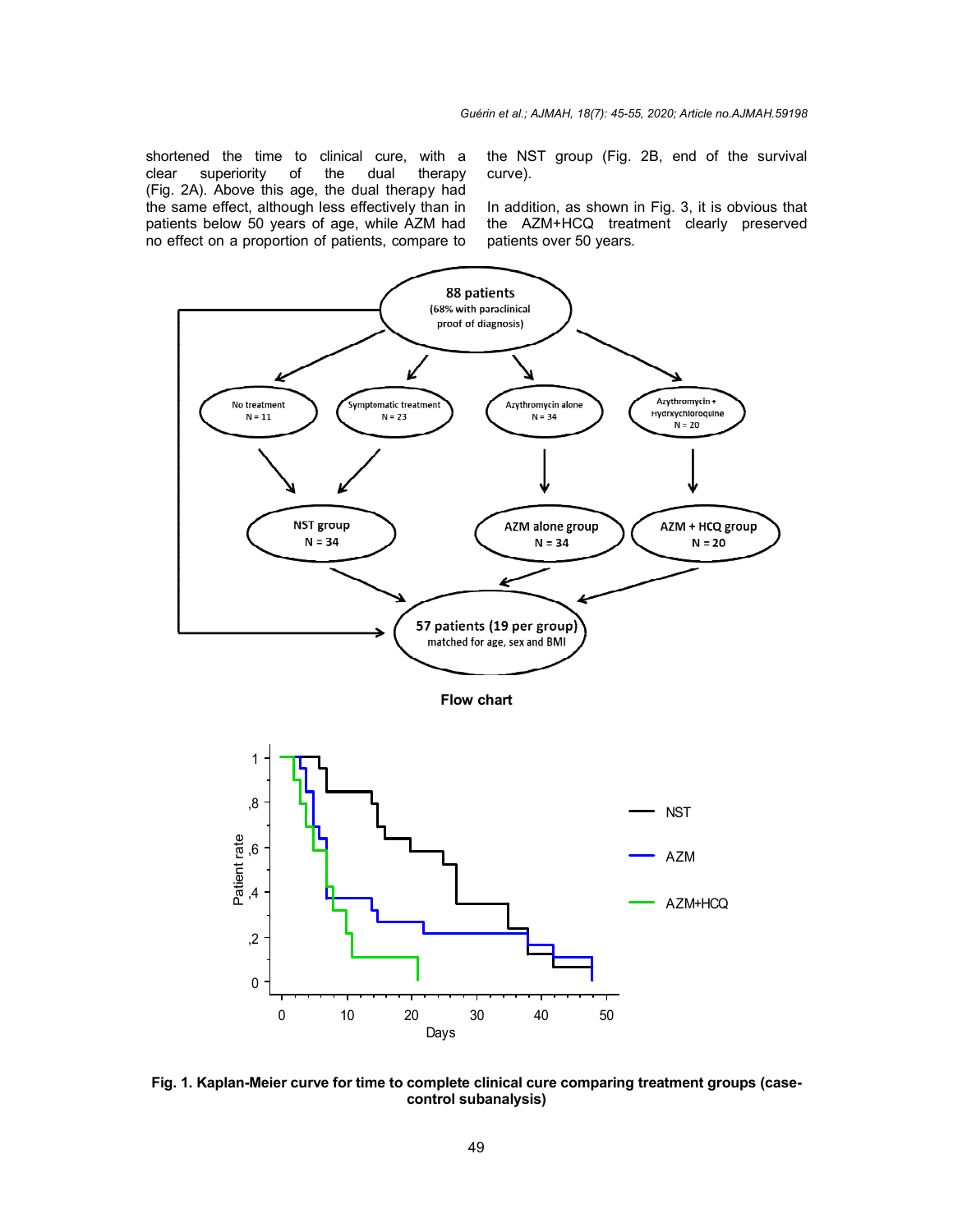shortened the time to clinical cure, with a clear superiority of the dual therapy (Fig. 2A). Above this age, the dual therapy had the same effect, although less effectively than in patients below 50 years of age, while AZM had no effect on a proportion of patients, compare to the NST group (Fig. 2B, end of the survival curve).

In addition, as shown in Fig. 3, it is obvious that the AZM+HCQ treatment clearly preserved patients over 50 years.

**Flow chart**

**Fig. 1. Kaplan-Meier curve for time to complete clinical cure comparing treatment groups (case-control subanalysis)**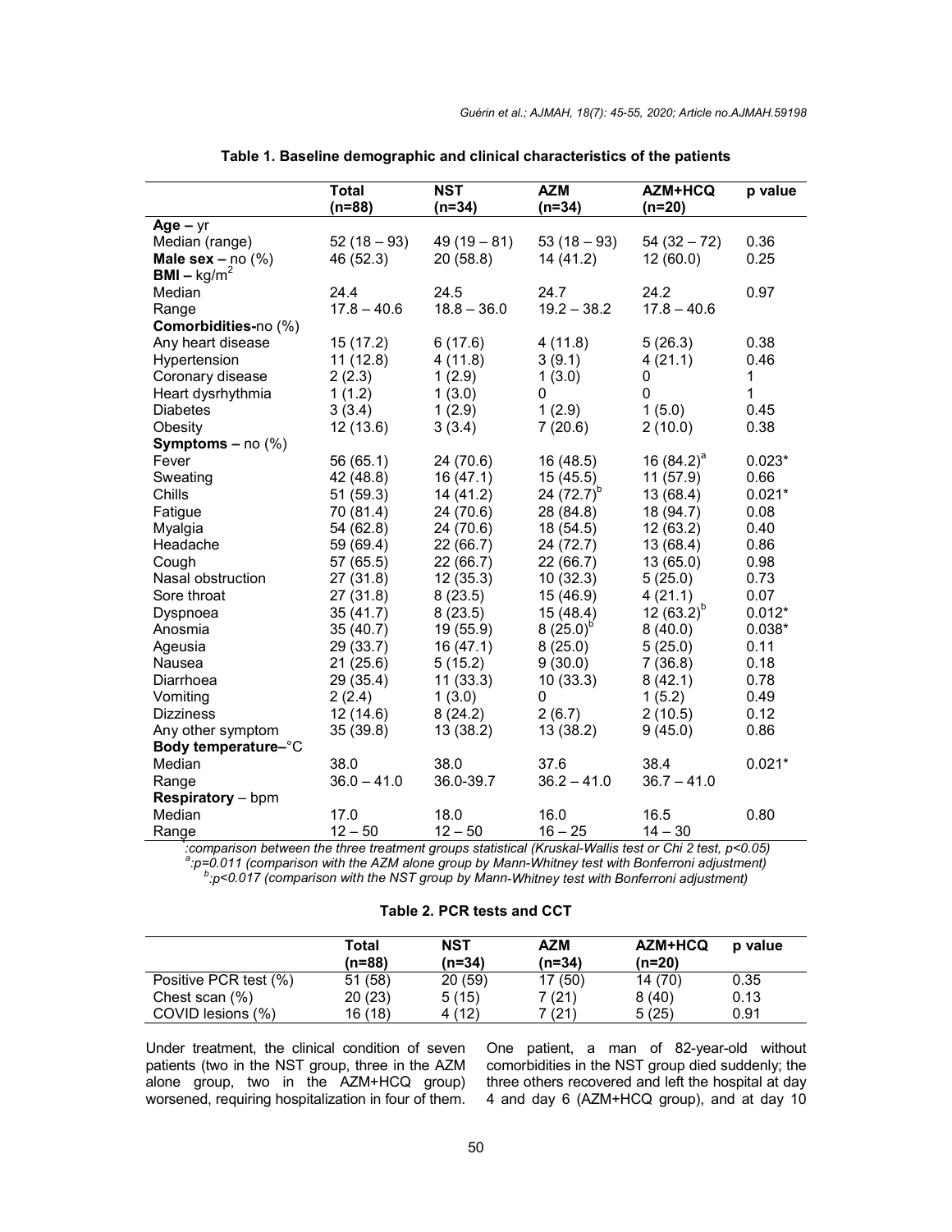**Table 1. Baseline demographic and clinical characteristics of the patients**

| | Total (n=88) | NST (n=34) | AZM (n=34) | AZM+HCQ (n=20) | p value |
|---|---|---|---|---|---|
| **Age – yr** | | | | | |
| Median (range) | 52 (18 – 93) | 49 (19 – 81) | 53 (18 – 93) | 54 (32 – 72) | 0.36 |
| **Male sex –** no (%) | 46 (52.3) | 20 (58.8) | 14 (41.2) | 12 (60.0) | 0.25 |
| **BMI –** kg/m$^2$ | | | | | |
| Median | 24.4 | 24.5 | 24.7 | 24.2 | 0.97 |
| Range | 17.8 – 40.6 | 18.8 – 36.0 | 19.2 – 38.2 | 17.8 – 40.6 | |
| **Comorbidities-**no (%) | | | | | |
| Any heart disease | 15 (17.2) | 6 (17.6) | 4 (11.8) | 5 (26.3) | 0.38 |
| Hypertension | 11 (12.8) | 4 (11.8) | 3 (9.1) | 4 (21.1) | 0.46 |
| Coronary disease | 2 (2.3) | 1 (2.9) | 1 (3.0) | 0 | 1 |
| Heart dysrhythmia | 1 (1.2) | 1 (3.0) | 0 | 0 | 1 |
| Diabetes | 3 (3.4) | 1 (2.9) | 1 (2.9) | 1 (5.0) | 0.45 |
| Obesity | 12 (13.6) | 3 (3.4) | 7 (20.6) | 2 (10.0) | 0.38 |
| **Symptoms –** no (%) | | | | | |
| Fever | 56 (65.1) | 24 (70.6) | 16 (48.5) | 16 (84.2)[a] | 0.023* |
| Sweating | 42 (48.8) | 16 (47.1) | 15 (45.5) | 11 (57.9) | 0.66 |
| Chills | 51 (59.3) | 14 (41.2) | 24 (72.7)[b] | 13 (68.4) | 0.021* |
| Fatigue | 70 (81.4) | 24 (70.6) | 28 (84.8) | 18 (94.7) | 0.08 |
| Myalgia | 54 (62.8) | 24 (70.6) | 18 (54.5) | 12 (63.2) | 0.40 |
| Headache | 59 (69.4) | 22 (66.7) | 24 (72.7) | 13 (68.4) | 0.86 |
| Cough | 57 (65.5) | 22 (66.7) | 22 (66.7) | 13 (65.0) | 0.98 |
| Nasal obstruction | 27 (31.8) | 12 (35.3) | 10 (32.3) | 5 (25.0) | 0.73 |
| Sore throat | 27 (31.8) | 8 (23.5) | 15 (46.9) | 4 (21.1) | 0.07 |
| Dyspnoea | 35 (41.7) | 8 (23.5) | 15 (48.4) | 12 (63.2)[b] | 0.012* |
| Anosmia | 35 (40.7) | 19 (55.9) | 8 (25.0)[b] | 8 (40.0) | 0.038* |
| Ageusia | 29 (33.7) | 16 (47.1) | 8 (25.0) | 5 (25.0) | 0.11 |
| Nausea | 21 (25.6) | 5 (15.2) | 9 (30.0) | 7 (36.8) | 0.18 |
| Diarrhoea | 29 (35.4) | 11 (33.3) | 10 (33.3) | 8 (42.1) | 0.78 |
| Vomiting | 2 (2.4) | 1 (3.0) | 0 | 1 (5.2) | 0.49 |
| Dizziness | 12 (14.6) | 8 (24.2) | 2 (6.7) | 2 (10.5) | 0.12 |
| Any other symptom | 35 (39.8) | 13 (38.2) | 13 (38.2) | 9 (45.0) | 0.86 |
| **Body temperature–**°C | | | | | |
| Median | 38.0 | 38.0 | 37.6 | 38.4 | 0.021* |
| Range | 36.0 – 41.0 | 36.0-39.7 | 36.2 – 41.0 | 36.7 – 41.0 | |
| **Respiratory** – bpm | | | | | |
| Median | 17.0 | 18.0 | 16.0 | 16.5 | 0.80 |
| Range | 12 – 50 | 12 – 50 | 16 – 25 | 14 – 30 | |

*\*:comparison between the three treatment groups statistical (Kruskal-Wallis test or Chi 2 test, $p<0.05$)*
*[a]:p=0.011 (comparison with the AZM alone group by Mann-Whitney test with Bonferroni adjustment)*
*[b]:p<0.017 (comparison with the NST group by Mann-Whitney test with Bonferroni adjustment)*

**Table 2. PCR tests and CCT**

| | Total (n=88) | NST (n=34) | AZM (n=34) | AZM+HCQ (n=20) | p value |
|---|---|---|---|---|---|
| Positive PCR test (%) | 51 (58) | 20 (59) | 17 (50) | 14 (70) | 0.35 |
| Chest scan (%) | 20 (23) | 5 (15) | 7 (21) | 8 (40) | 0.13 |
| COVID lesions (%) | 16 (18) | 4 (12) | 7 (21) | 5 (25) | 0.91 |

Under treatment, the clinical condition of seven patients (two in the NST group, three in the AZM alone group, two in the AZM+HCQ group) worsened, requiring hospitalization in four of them. One patient, a man of 82-year-old without comorbidities in the NST group died suddenly; the three others recovered and left the hospital at day 4 and day 6 (AZM+HCQ group), and at day 10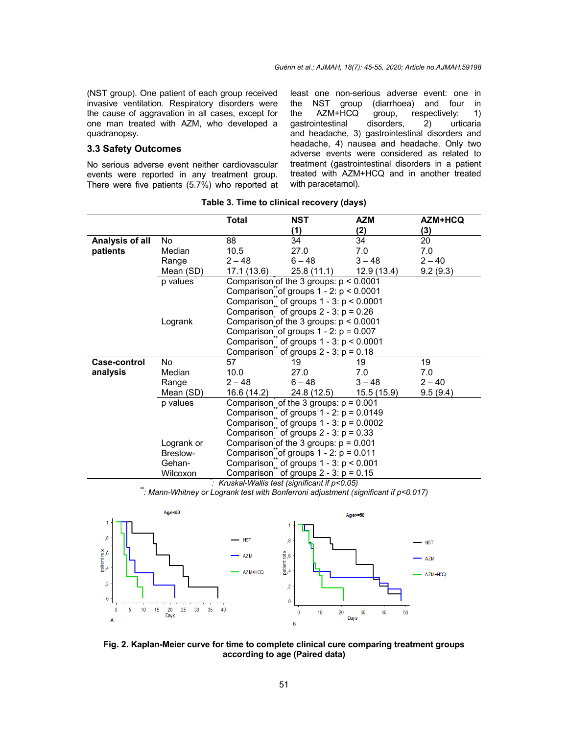(NST group). One patient of each group received invasive ventilation. Respiratory disorders were the cause of aggravation in all cases, except for one man treated with AZM, who developed a quadranopsy.

### 3.3 Safety Outcomes

No serious adverse event neither cardiovascular events were reported in any treatment group. There were five patients (5.7%) who reported at least one non-serious adverse event: one in the NST group (diarrhoea) and four in the AZM+HCQ group, respectively: 1) gastrointestinal disorders, 2) urticaria and headache, 3) gastrointestinal disorders and headache, 4) nausea and headache. Only two adverse events were considered as related to treatment (gastrointestinal disorders in a patient treated with AZM+HCQ and in another treated with paracetamol).

**Table 3. Time to clinical recovery (days)**

| | | Total | NST (1) | AZM (2) | AZM+HCQ (3) |
|---|---|---|---|---|---|
| **Analysis of all patients** | No | 88 | 34 | 34 | 20 |
| | Median | 10.5 | 27.0 | 7.0 | 7.0 |
| | Range | 2 – 48 | 6 – 48 | 3 – 48 | 2 – 40 |
| | Mean (SD) | 17.1 (13.6) | 25.8 (11.1) | 12.9 (13.4) | 9.2 (9.3) |
| | p values | Comparison* of the 3 groups: $p < 0.0001$<br>Comparison** of groups 1 - 2: $p < 0.0001$<br>Comparison** of groups 1 - 3: $p < 0.0001$<br>Comparison** of groups 2 - 3: $p = 0.26$ | | | |
| | Logrank | Comparison* of the 3 groups: $p < 0.0001$<br>Comparison** of groups 1 - 2: $p = 0.007$<br>Comparison** of groups 1 - 3: $p < 0.0001$<br>Comparison** of groups 2 - 3: $p = 0.18$ | | | |
| **Case-control analysis** | No | 57 | 19 | 19 | 19 |
| | Median | 10.0 | 27.0 | 7.0 | 7.0 |
| | Range | 2 – 48 | 6 – 48 | 3 – 48 | 2 – 40 |
| | Mean (SD) | 16.6 (14.2) | 24.8 (12.5) | 15.5 (15.9) | 9.5 (9.4) |
| | p values | Comparison* of the 3 groups: $p = 0.001$<br>Comparison** of groups 1 - 2: $p = 0.0149$<br>Comparison** of groups 1 - 3: $p = 0.0002$<br>Comparison** of groups 2 - 3: $p = 0.33$ | | | |
| | Logrank or Breslow-Gehan-Wilcoxon | Comparison* of the 3 groups: $p = 0.001$<br>Comparison** of groups 1 - 2: $p = 0.011$<br>Comparison** of groups 1 - 3: $p < 0.001$<br>Comparison** of groups 2 - 3: $p = 0.15$ | | | |

*\*: Kruskal-Wallis test (significant if $p<0.05$)*
*\*\*: Mann-Whitney or Logrank test with Bonferroni adjustment (significant if $p<0.017$)*

**Fig. 2. Kaplan-Meier curve for time to complete clinical cure comparing treatment groups according to age (Paired data)**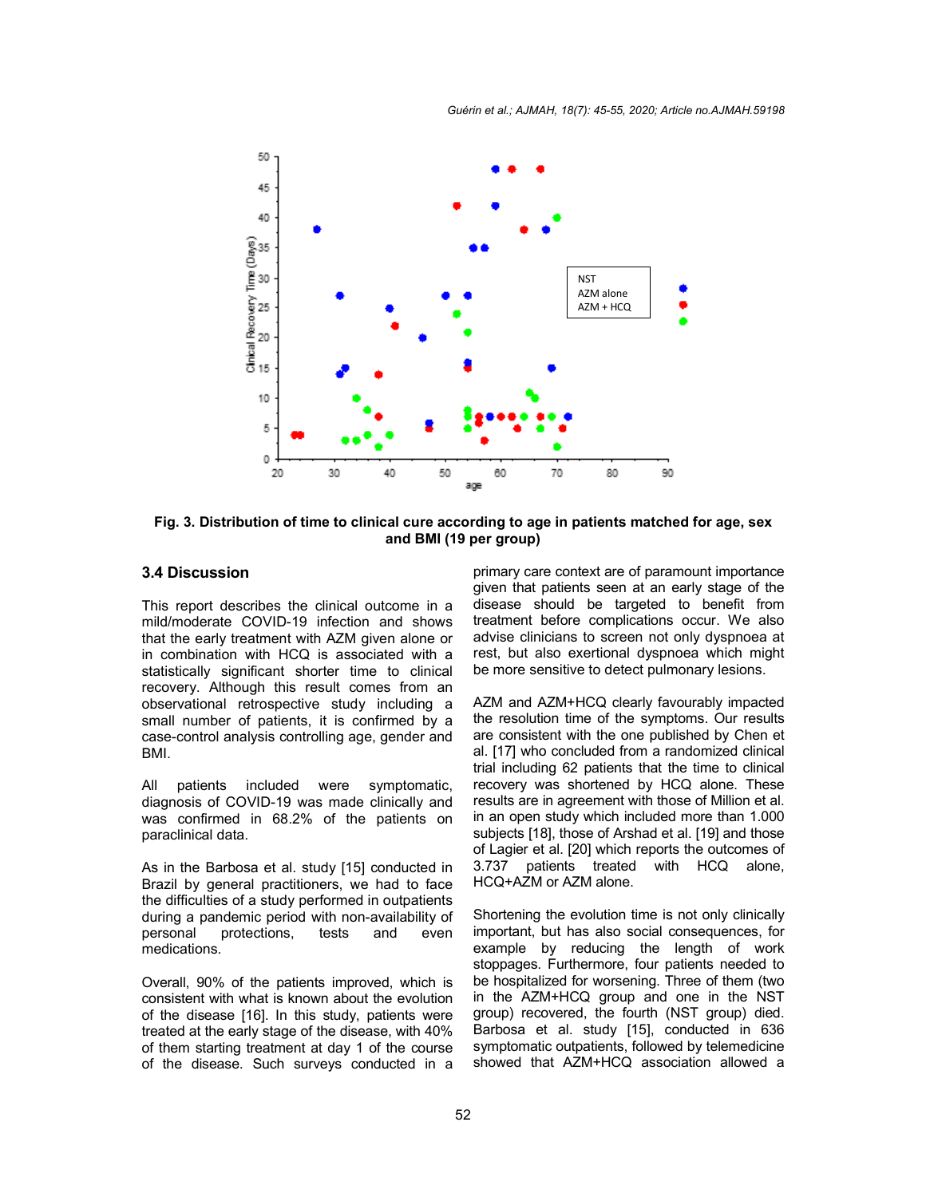**Fig. 3. Distribution of time to clinical cure according to age in patients matched for age, sex and BMI (19 per group)**

### 3.4 Discussion

This report describes the clinical outcome in a mild/moderate COVID-19 infection and shows that the early treatment with AZM given alone or in combination with HCQ is associated with a statistically significant shorter time to clinical recovery. Although this result comes from an observational retrospective study including a small number of patients, it is confirmed by a case-control analysis controlling age, gender and BMI.

All patients included were symptomatic, diagnosis of COVID-19 was made clinically and was confirmed in 68.2% of the patients on paraclinical data.

As in the Barbosa et al. study [15] conducted in Brazil by general practitioners, we had to face the difficulties of a study performed in outpatients during a pandemic period with non-availability of personal protections, tests and even medications.

Overall, 90% of the patients improved, which is consistent with what is known about the evolution of the disease [16]. In this study, patients were treated at the early stage of the disease, with 40% of them starting treatment at day 1 of the course of the disease. Such surveys conducted in a primary care context are of paramount importance given that patients seen at an early stage of the disease should be targeted to benefit from treatment before complications occur. We also advise clinicians to screen not only dyspnoea at rest, but also exertional dyspnoea which might be more sensitive to detect pulmonary lesions.

AZM and AZM+HCQ clearly favourably impacted the resolution time of the symptoms. Our results are consistent with the one published by Chen et al. [17] who concluded from a randomized clinical trial including 62 patients that the time to clinical recovery was shortened by HCQ alone. These results are in agreement with those of Million et al. in an open study which included more than 1.000 subjects [18], those of Arshad et al. [19] and those of Lagier et al. [20] which reports the outcomes of 3.737 patients treated with HCQ alone, HCQ+AZM or AZM alone.

Shortening the evolution time is not only clinically important, but has also social consequences, for example by reducing the length of work stoppages. Furthermore, four patients needed to be hospitalized for worsening. Three of them (two in the AZM+HCQ group and one in the NST group) recovered, the fourth (NST group) died. Barbosa et al. study [15], conducted in 636 symptomatic outpatients, followed by telemedicine showed that AZM+HCQ association allowed a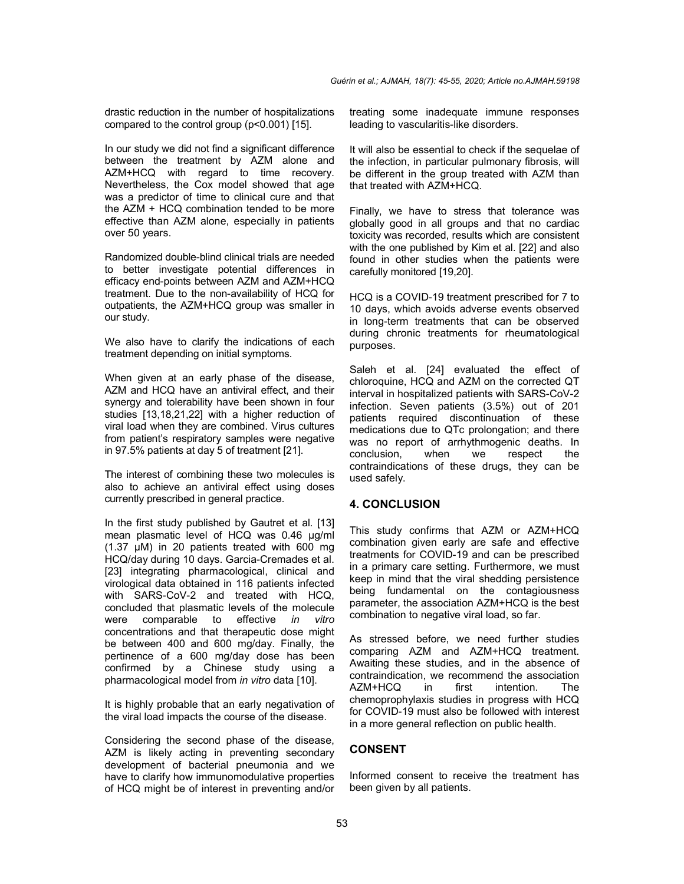drastic reduction in the number of hospitalizations compared to the control group (p<0.001) [15].

In our study we did not find a significant difference between the treatment by AZM alone and AZM+HCQ with regard to time recovery. Nevertheless, the Cox model showed that age was a predictor of time to clinical cure and that the AZM + HCQ combination tended to be more effective than AZM alone, especially in patients over 50 years.

Randomized double-blind clinical trials are needed to better investigate potential differences in efficacy end-points between AZM and AZM+HCQ treatment. Due to the non-availability of HCQ for outpatients, the AZM+HCQ group was smaller in our study.

We also have to clarify the indications of each treatment depending on initial symptoms.

When given at an early phase of the disease, AZM and HCQ have an antiviral effect, and their synergy and tolerability have been shown in four studies [13,18,21,22] with a higher reduction of viral load when they are combined. Virus cultures from patient's respiratory samples were negative in 97.5% patients at day 5 of treatment [21].

The interest of combining these two molecules is also to achieve an antiviral effect using doses currently prescribed in general practice.

In the first study published by Gautret et al. [13] mean plasmatic level of HCQ was 0.46 µg/ml (1.37 µM) in 20 patients treated with 600 mg HCQ/day during 10 days. Garcia-Cremades et al. [23] integrating pharmacological, clinical and virological data obtained in 116 patients infected with SARS-CoV-2 and treated with HCQ, concluded that plasmatic levels of the molecule were comparable to effective *in vitro* concentrations and that therapeutic dose might be between 400 and 600 mg/day. Finally, the pertinence of a 600 mg/day dose has been confirmed by a Chinese study using a pharmacological model from *in vitro* data [10].

It is highly probable that an early negativation of the viral load impacts the course of the disease.

Considering the second phase of the disease, AZM is likely acting in preventing secondary development of bacterial pneumonia and we have to clarify how immunomodulative properties of HCQ might be of interest in preventing and/or treating some inadequate immune responses leading to vascularitis-like disorders.

It will also be essential to check if the sequelae of the infection, in particular pulmonary fibrosis, will be different in the group treated with AZM than that treated with AZM+HCQ.

Finally, we have to stress that tolerance was globally good in all groups and that no cardiac toxicity was recorded, results which are consistent with the one published by Kim et al. [22] and also found in other studies when the patients were carefully monitored [19,20].

HCQ is a COVID-19 treatment prescribed for 7 to 10 days, which avoids adverse events observed in long-term treatments that can be observed during chronic treatments for rheumatological purposes.

Saleh et al. [24] evaluated the effect of chloroquine, HCQ and AZM on the corrected QT interval in hospitalized patients with SARS-CoV-2 infection. Seven patients (3.5%) out of 201 patients required discontinuation of these medications due to QTc prolongation; and there was no report of arrhythmogenic deaths. In conclusion, when we respect the contraindications of these drugs, they can be used safely.

## 4. CONCLUSION

This study confirms that AZM or AZM+HCQ combination given early are safe and effective treatments for COVID-19 and can be prescribed in a primary care setting. Furthermore, we must keep in mind that the viral shedding persistence being fundamental on the contagiousness parameter, the association AZM+HCQ is the best combination to negative viral load, so far.

As stressed before, we need further studies comparing AZM and AZM+HCQ treatment. Awaiting these studies, and in the absence of contraindication, we recommend the association AZM+HCQ in first intention. The chemoprophylaxis studies in progress with HCQ for COVID-19 must also be followed with interest in a more general reflection on public health.

## CONSENT

Informed consent to receive the treatment has been given by all patients.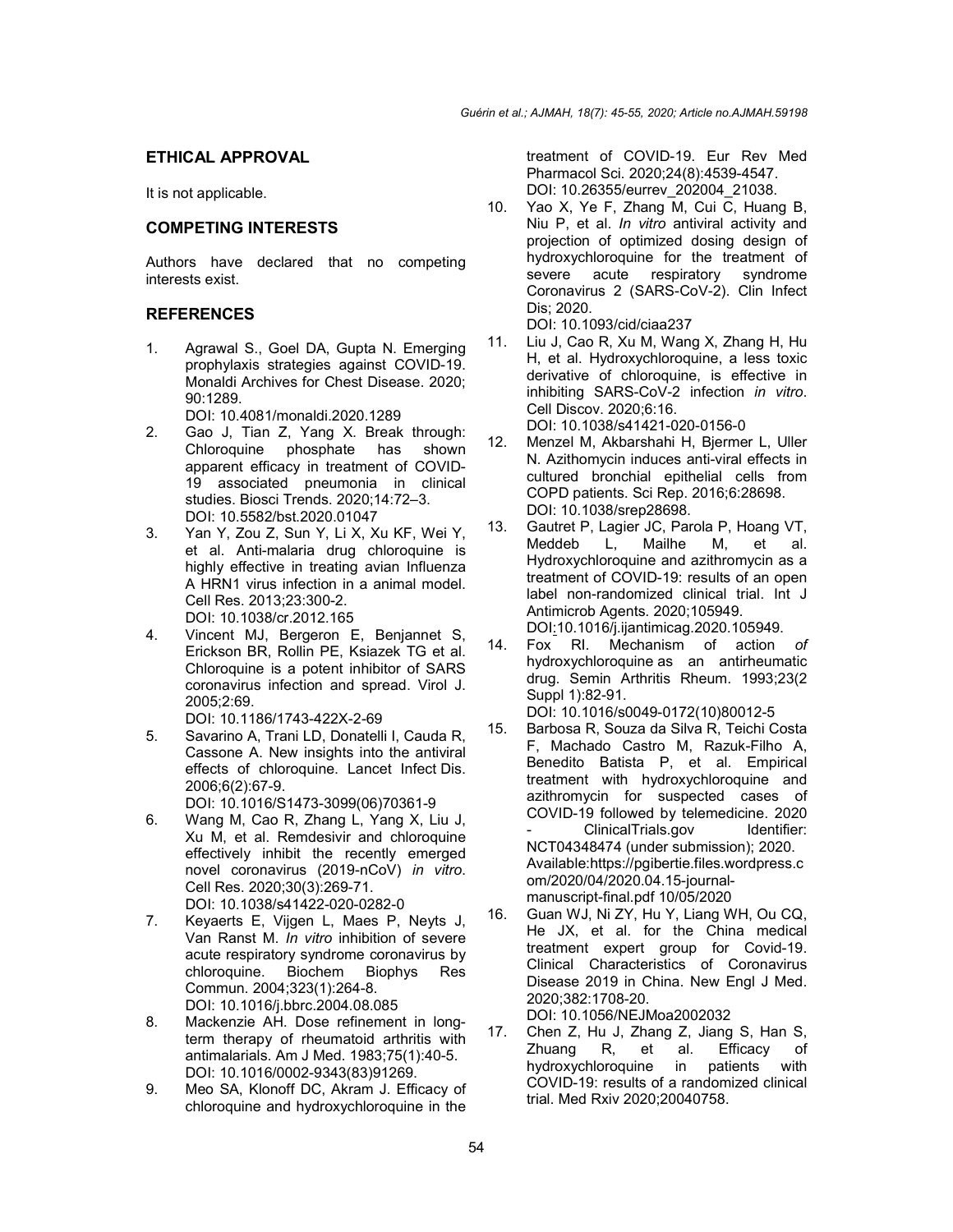## ETHICAL APPROVAL

It is not applicable.

## COMPETING INTERESTS

Authors have declared that no competing interests exist.

## REFERENCES

1. Agrawal S., Goel DA, Gupta N. Emerging prophylaxis strategies against COVID-19. Monaldi Archives for Chest Disease. 2020; 90:1289.
   DOI: 10.4081/monaldi.2020.1289
2. Gao J, Tian Z, Yang X. Break through: Chloroquine phosphate has shown apparent efficacy in treatment of COVID-19 associated pneumonia in clinical studies. Biosci Trends. 2020;14:72–3.
   DOI: 10.5582/bst.2020.01047
3. Yan Y, Zou Z, Sun Y, Li X, Xu KF, Wei Y, et al. Anti-malaria drug chloroquine is highly effective in treating avian Influenza A HRN1 virus infection in a animal model. Cell Res. 2013;23:300-2.
   DOI: 10.1038/cr.2012.165
4. Vincent MJ, Bergeron E, Benjannet S, Erickson BR, Rollin PE, Ksiazek TG et al. Chloroquine is a potent inhibitor of SARS coronavirus infection and spread. Virol J. 2005;2:69.
   DOI: 10.1186/1743-422X-2-69
5. Savarino A, Trani LD, Donatelli I, Cauda R, Cassone A. New insights into the antiviral effects of chloroquine. Lancet Infect Dis. 2006;6(2):67-9.
   DOI: 10.1016/S1473-3099(06)70361-9
6. Wang M, Cao R, Zhang L, Yang X, Liu J, Xu M, et al. Remdesivir and chloroquine effectively inhibit the recently emerged novel coronavirus (2019-nCoV) *in vitro*. Cell Res. 2020;30(3):269-71.
   DOI: 10.1038/s41422-020-0282-0
7. Keyaerts E, Vijgen L, Maes P, Neyts J, Van Ranst M. *In vitro* inhibition of severe acute respiratory syndrome coronavirus by chloroquine. Biochem Biophys Res Commun. 2004;323(1):264-8.
   DOI: 10.1016/j.bbrc.2004.08.085
8. Mackenzie AH. Dose refinement in long-term therapy of rheumatoid arthritis with antimalarials. Am J Med. 1983;75(1):40-5.
   DOI: 10.1016/0002-9343(83)91269.
9. Meo SA, Klonoff DC, Akram J. Efficacy of chloroquine and hydroxychloroquine in the treatment of COVID-19. Eur Rev Med Pharmacol Sci. 2020;24(8):4539-4547.
   DOI: 10.26355/eurrev_202004_21038.
10. Yao X, Ye F, Zhang M, Cui C, Huang B, Niu P, et al. *In vitro* antiviral activity and projection of optimized dosing design of hydroxychloroquine for the treatment of severe acute respiratory syndrome Coronavirus 2 (SARS-CoV-2). Clin Infect Dis; 2020.
    DOI: 10.1093/cid/ciaa237
11. Liu J, Cao R, Xu M, Wang X, Zhang H, Hu H, et al. Hydroxychloroquine, a less toxic derivative of chloroquine, is effective in inhibiting SARS-CoV-2 infection *in vitro*. Cell Discov. 2020;6:16.
    DOI: 10.1038/s41421-020-0156-0
12. Menzel M, Akbarshahi H, Bjermer L, Uller N. Azithomycin induces anti-viral effects in cultured bronchial epithelial cells from COPD patients. Sci Rep. 2016;6:28698.
    DOI: 10.1038/srep28698.
13. Gautret P, Lagier JC, Parola P, Hoang VT, Meddeb L, Mailhe M, et al. Hydroxychloroquine and azithromycin as a treatment of COVID-19: results of an open label non-randomized clinical trial. Int J Antimicrob Agents. 2020;105949.
    DOI:10.1016/j.ijantimicag.2020.105949.
14. Fox RI. Mechanism of action *of* hydroxychloroquine as an antirheumatic drug. Semin Arthritis Rheum. 1993;23(2 Suppl 1):82-91.
    DOI: 10.1016/s0049-0172(10)80012-5
15. Barbosa R, Souza da Silva R, Teichi Costa F, Machado Castro M, Razuk-Filho A, Benedito Batista P, et al. Empirical treatment with hydroxychloroquine and azithromycin for suspected cases of COVID-19 followed by telemedicine. 2020 - ClinicalTrials.gov Identifier: NCT04348474 (under submission); 2020.
    Available:https://pgibertie.files.wordpress.com/2020/04/2020.04.15-journal-manuscript-final.pdf 10/05/2020
16. Guan WJ, Ni ZY, Hu Y, Liang WH, Ou CQ, He JX, et al. for the China medical treatment expert group for Covid-19. Clinical Characteristics of Coronavirus Disease 2019 in China. New Engl J Med. 2020;382:1708-20.
    DOI: 10.1056/NEJMoa2002032
17. Chen Z, Hu J, Zhang Z, Jiang S, Han S, Zhuang R, et al. Efficacy of hydroxychloroquine in patients with COVID-19: results of a randomized clinical trial. Med Rxiv 2020;20040758.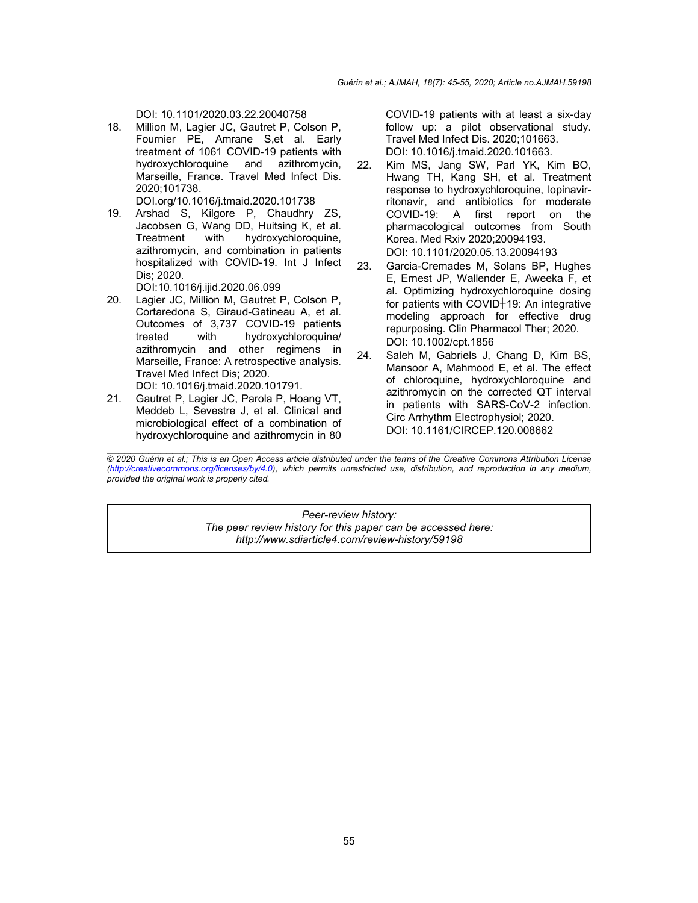DOI: 10.1101/2020.03.22.20040758

18. Million M, Lagier JC, Gautret P, Colson P, Fournier PE, Amrane S,et al. Early treatment of 1061 COVID-19 patients with hydroxychloroquine and azithromycin, Marseille, France. Travel Med Infect Dis. 2020;101738.
DOI.org/10.1016/j.tmaid.2020.101738
19. Arshad S, Kilgore P, Chaudhry ZS, Jacobsen G, Wang DD, Huitsing K, et al. Treatment with hydroxychloroquine, azithromycin, and combination in patients hospitalized with COVID-19. Int J Infect Dis; 2020.
DOI:10.1016/j.ijid.2020.06.099
20. Lagier JC, Million M, Gautret P, Colson P, Cortaredona S, Giraud-Gatineau A, et al. Outcomes of 3,737 COVID-19 patients treated with hydroxychloroquine/ azithromycin and other regimens in Marseille, France: A retrospective analysis. Travel Med Infect Dis; 2020.
DOI: 10.1016/j.tmaid.2020.101791.
21. Gautret P, Lagier JC, Parola P, Hoang VT, Meddeb L, Sevestre J, et al. Clinical and microbiological effect of a combination of hydroxychloroquine and azithromycin in 80 COVID-19 patients with at least a six-day follow up: a pilot observational study. Travel Med Infect Dis. 2020;101663.
DOI: 10.1016/j.tmaid.2020.101663.
22. Kim MS, Jang SW, Parl YK, Kim BO, Hwang TH, Kang SH, et al. Treatment response to hydroxychloroquine, lopinavir-ritonavir, and antibiotics for moderate COVID-19: A first report on the pharmacological outcomes from South Korea. Med Rxiv 2020;20094193.
DOI: 10.1101/2020.05.13.20094193
23. Garcia-Cremades M, Solans BP, Hughes E, Ernest JP, Wallender E, Aweeka F, et al. Optimizing hydroxychloroquine dosing for patients with COVID‐19: An integrative modeling approach for effective drug repurposing. Clin Pharmacol Ther; 2020.
DOI: 10.1002/cpt.1856
24. Saleh M, Gabriels J, Chang D, Kim BS, Mansoor A, Mahmood E, et al. The effect of chloroquine, hydroxychloroquine and azithromycin on the corrected QT interval in patients with SARS-CoV-2 infection. Circ Arrhythm Electrophysiol; 2020.
DOI: 10.1161/CIRCEP.120.008662

---

*© 2020 Guérin et al.; This is an Open Access article distributed under the terms of the Creative Commons Attribution License (http://creativecommons.org/licenses/by/4.0), which permits unrestricted use, distribution, and reproduction in any medium, provided the original work is properly cited.*

*Peer-review history:*
*The peer review history for this paper can be accessed here:*
*http://www.sdiarticle4.com/review-history/59198*